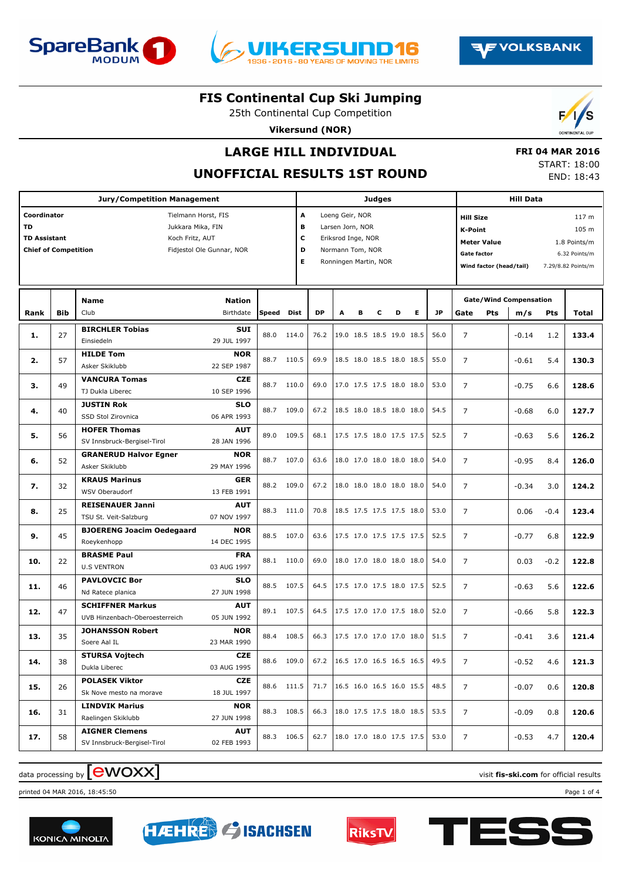# FIS Continental Cup Ski Jumping

25th Continental Cup Competition

**Vikersund (NOR)**

## LARGE HILL INDIVIDUAL

## UNOFFICIAL RESULTS 1ST ROUND

**FRI 04 MAR 2016**
START: 18:00
END: 18:43

| Jury/Competition Management | | Judges | | Hill Data | |
|---|---|---|---|---|---|
| **Coordinator** | Tielmann Horst, FIS | A | Loeng Geir, NOR | **Hill Size** | 117 m |
| **TD** | Jukkara Mika, FIN | B | Larsen Jorn, NOR | **K-Point** | 105 m |
| **TD Assistant** | Koch Fritz, AUT | C | Eriksrod Inge, NOR | **Meter Value** | 1.8 Points/m |
| **Chief of Competition** | Fidjestol Ole Gunnar, NOR | D | Normann Tom, NOR | **Gate factor** | 6.32 Points/m |
| | | E | Ronningen Martin, NOR | **Wind factor (head/tail)** | 7.29/8.82 Points/m |

| Rank | Bib | Name / Club | Nation / Birthdate | Speed | Dist | DP | A | B | C | D | E | JP | Gate | Gate Pts | m/s | Wind Pts | Total |
|---|---|---|---|---|---|---|---|---|---|---|---|---|---|---|---|---|---|
| 1. | 27 | **BIRCHLER Tobias** Einsiedeln | **SUI** 29 JUL 1997 | 88.0 | 114.0 | 76.2 | 19.0 | 18.5 | 18.5 | 19.0 | 18.5 | 56.0 | 7 | | -0.14 | 1.2 | **133.4** |
| 2. | 57 | **HILDE Tom** Asker Skiklubb | **NOR** 22 SEP 1987 | 88.7 | 110.5 | 69.9 | 18.5 | 18.0 | 18.5 | 18.0 | 18.5 | 55.0 | 7 | | -0.61 | 5.4 | **130.3** |
| 3. | 49 | **VANCURA Tomas** TJ Dukla Liberec | **CZE** 10 SEP 1996 | 88.7 | 110.0 | 69.0 | 17.0 | 17.5 | 17.5 | 18.0 | 18.0 | 53.0 | 7 | | -0.75 | 6.6 | **128.6** |
| 4. | 40 | **JUSTIN Rok** SSD Stol Zirovnica | **SLO** 06 APR 1993 | 88.7 | 109.0 | 67.2 | 18.5 | 18.0 | 18.5 | 18.0 | 18.0 | 54.5 | 7 | | -0.68 | 6.0 | **127.7** |
| 5. | 56 | **HOFER Thomas** SV Innsbruck-Bergisel-Tirol | **AUT** 28 JAN 1996 | 89.0 | 109.5 | 68.1 | 17.5 | 17.5 | 18.0 | 17.5 | 17.5 | 52.5 | 7 | | -0.63 | 5.6 | **126.2** |
| 6. | 52 | **GRANERUD Halvor Egner** Asker Skiklubb | **NOR** 29 MAY 1996 | 88.7 | 107.0 | 63.6 | 18.0 | 17.0 | 18.0 | 18.0 | 18.0 | 54.0 | 7 | | -0.95 | 8.4 | **126.0** |
| 7. | 32 | **KRAUS Marinus** WSV Oberaudorf | **GER** 13 FEB 1991 | 88.2 | 109.0 | 67.2 | 18.0 | 18.0 | 18.0 | 18.0 | 18.0 | 54.0 | 7 | | -0.34 | 3.0 | **124.2** |
| 8. | 25 | **REISENAUER Janni** TSU St. Veit-Salzburg | **AUT** 07 NOV 1997 | 88.3 | 111.0 | 70.8 | 18.5 | 17.5 | 17.5 | 17.5 | 18.0 | 53.0 | 7 | | 0.06 | -0.4 | **123.4** |
| 9. | 45 | **BJOERENG Joacim Oedegaard** Roeykenhopp | **NOR** 14 DEC 1995 | 88.5 | 107.0 | 63.6 | 17.5 | 17.0 | 17.5 | 17.5 | 17.5 | 52.5 | 7 | | -0.77 | 6.8 | **122.9** |
| 10. | 22 | **BRASME Paul** U.S VENTRON | **FRA** 03 AUG 1997 | 88.1 | 110.0 | 69.0 | 18.0 | 17.0 | 18.0 | 18.0 | 18.0 | 54.0 | 7 | | 0.03 | -0.2 | **122.8** |
| 11. | 46 | **PAVLOVCIC Bor** Nd Ratece planica | **SLO** 27 JUN 1998 | 88.5 | 107.5 | 64.5 | 17.5 | 17.0 | 17.5 | 18.0 | 17.5 | 52.5 | 7 | | -0.63 | 5.6 | **122.6** |
| 12. | 47 | **SCHIFFNER Markus** UVB Hinzenbach-Oberoesterreich | **AUT** 05 JUN 1992 | 89.1 | 107.5 | 64.5 | 17.5 | 17.0 | 17.0 | 17.5 | 18.0 | 52.0 | 7 | | -0.66 | 5.8 | **122.3** |
| 13. | 35 | **JOHANSSON Robert** Soere Aal IL | **NOR** 23 MAR 1990 | 88.4 | 108.5 | 66.3 | 17.5 | 17.0 | 17.0 | 17.0 | 18.0 | 51.5 | 7 | | -0.41 | 3.6 | **121.4** |
| 14. | 38 | **STURSA Vojtech** Dukla Liberec | **CZE** 03 AUG 1995 | 88.6 | 109.0 | 67.2 | 16.5 | 17.0 | 16.5 | 16.5 | 16.5 | 49.5 | 7 | | -0.52 | 4.6 | **121.3** |
| 15. | 26 | **POLASEK Viktor** Sk Nove mesto na morave | **CZE** 18 JUL 1997 | 88.6 | 111.5 | 71.7 | 16.5 | 16.0 | 16.5 | 16.0 | 15.5 | 48.5 | 7 | | -0.07 | 0.6 | **120.8** |
| 16. | 31 | **LINDVIK Marius** Raelingen Skiklubb | **NOR** 27 JUN 1998 | 88.3 | 108.5 | 66.3 | 18.0 | 17.5 | 17.5 | 18.0 | 18.5 | 53.5 | 7 | | -0.09 | 0.8 | **120.6** |
| 17. | 58 | **AIGNER Clemens** SV Innsbruck-Bergisel-Tirol | **AUT** 02 FEB 1993 | 88.3 | 106.5 | 62.7 | 18.0 | 17.0 | 18.0 | 17.5 | 17.5 | 53.0 | 7 | | -0.53 | 4.7 | **120.4** |

data processing by ewoxx — visit **fis-ski.com** for official results

printed 04 MAR 2016, 18:45:50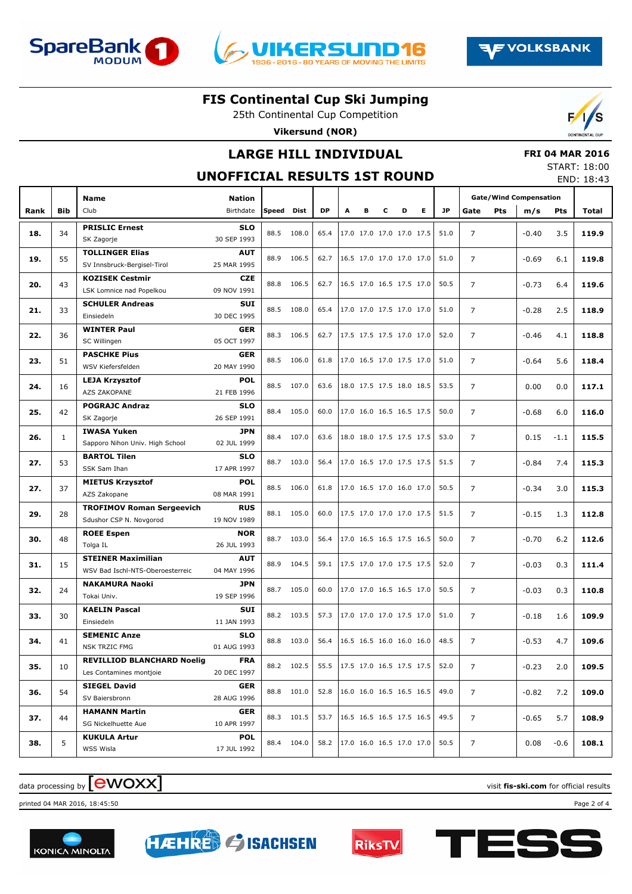# FIS Continental Cup Ski Jumping

25th Continental Cup Competition

**Vikersund (NOR)**

## LARGE HILL INDIVIDUAL

## UNOFFICIAL RESULTS 1ST ROUND

**FRI 04 MAR 2016**

START: 18:00

END: 18:43

| Rank | Bib | Name / Club | Nation / Birthdate | Speed | Dist | DP | A | B | C | D | E | JP | Gate | Gate Pts | Wind m/s | Wind Pts | Total |
|---|---|---|---|---|---|---|---|---|---|---|---|---|---|---|---|---|---|
| 18. | 34 | **PRISLIC Ernest** SK Zagorje | **SLO** 30 SEP 1993 | 88.5 | 108.0 | 65.4 | 17.0 | 17.0 | 17.0 | 17.0 | 17.5 | 51.0 | 7 | | -0.40 | 3.5 | **119.9** |
| 19. | 55 | **TOLLINGER Elias** SV Innsbruck-Bergisel-Tirol | **AUT** 25 MAR 1995 | 88.9 | 106.5 | 62.7 | 16.5 | 17.0 | 17.0 | 17.0 | 17.0 | 51.0 | 7 | | -0.69 | 6.1 | **119.8** |
| 20. | 43 | **KOZISEK Cestmir** LSK Lomnice nad Popelkou | **CZE** 09 NOV 1991 | 88.8 | 106.5 | 62.7 | 16.5 | 17.0 | 16.5 | 17.5 | 17.0 | 50.5 | 7 | | -0.73 | 6.4 | **119.6** |
| 21. | 33 | **SCHULER Andreas** Einsiedeln | **SUI** 30 DEC 1995 | 88.5 | 108.0 | 65.4 | 17.0 | 17.0 | 17.5 | 17.0 | 17.0 | 51.0 | 7 | | -0.28 | 2.5 | **118.9** |
| 22. | 36 | **WINTER Paul** SC Willingen | **GER** 05 OCT 1997 | 88.3 | 106.5 | 62.7 | 17.5 | 17.5 | 17.5 | 17.0 | 17.0 | 52.0 | 7 | | -0.46 | 4.1 | **118.8** |
| 23. | 51 | **PASCHKE Pius** WSV Kiefersfelden | **GER** 20 MAY 1990 | 88.5 | 106.0 | 61.8 | 17.0 | 16.5 | 17.0 | 17.5 | 17.0 | 51.0 | 7 | | -0.64 | 5.6 | **118.4** |
| 24. | 16 | **LEJA Krzysztof** AZS ZAKOPANE | **POL** 21 FEB 1996 | 88.5 | 107.0 | 63.6 | 18.0 | 17.5 | 17.5 | 18.0 | 18.5 | 53.5 | 7 | | 0.00 | 0.0 | **117.1** |
| 25. | 42 | **POGRAJC Andraz** SK Zagorje | **SLO** 26 SEP 1991 | 88.4 | 105.0 | 60.0 | 17.0 | 16.0 | 16.5 | 16.5 | 17.5 | 50.0 | 7 | | -0.68 | 6.0 | **116.0** |
| 26. | 1 | **IWASA Yuken** Sapporo Nihon Univ. High School | **JPN** 02 JUL 1999 | 88.4 | 107.0 | 63.6 | 18.0 | 18.0 | 17.5 | 17.5 | 17.5 | 53.0 | 7 | | 0.15 | -1.1 | **115.5** |
| 27. | 53 | **BARTOL Tilen** SSK Sam Ihan | **SLO** 17 APR 1997 | 88.7 | 103.0 | 56.4 | 17.0 | 16.5 | 17.0 | 17.5 | 17.5 | 51.5 | 7 | | -0.84 | 7.4 | **115.3** |
| 27. | 37 | **MIETUS Krzysztof** AZS Zakopane | **POL** 08 MAR 1991 | 88.5 | 106.0 | 61.8 | 17.0 | 16.5 | 17.0 | 16.0 | 17.0 | 50.5 | 7 | | -0.34 | 3.0 | **115.3** |
| 29. | 28 | **TROFIMOV Roman Sergeevich** Sdushor CSP N. Novgorod | **RUS** 19 NOV 1989 | 88.1 | 105.0 | 60.0 | 17.5 | 17.0 | 17.0 | 17.0 | 17.5 | 51.5 | 7 | | -0.15 | 1.3 | **112.8** |
| 30. | 48 | **ROEE Espen** Tolga IL | **NOR** 26 JUL 1993 | 88.7 | 103.0 | 56.4 | 17.0 | 16.5 | 16.5 | 17.5 | 16.5 | 50.0 | 7 | | -0.70 | 6.2 | **112.6** |
| 31. | 15 | **STEINER Maximilian** WSV Bad Ischl-NTS-Oberoesterreic | **AUT** 04 MAY 1996 | 88.9 | 104.5 | 59.1 | 17.5 | 17.0 | 17.0 | 17.5 | 17.5 | 52.0 | 7 | | -0.03 | 0.3 | **111.4** |
| 32. | 24 | **NAKAMURA Naoki** Tokai Univ. | **JPN** 19 SEP 1996 | 88.7 | 105.0 | 60.0 | 17.0 | 17.0 | 16.5 | 16.5 | 17.0 | 50.5 | 7 | | -0.03 | 0.3 | **110.8** |
| 33. | 30 | **KAELIN Pascal** Einsiedeln | **SUI** 11 JAN 1993 | 88.2 | 103.5 | 57.3 | 17.0 | 17.0 | 17.0 | 17.5 | 17.0 | 51.0 | 7 | | -0.18 | 1.6 | **109.9** |
| 34. | 41 | **SEMENIC Anze** NSK TRZIC FMG | **SLO** 01 AUG 1993 | 88.8 | 103.0 | 56.4 | 16.5 | 16.5 | 16.0 | 16.0 | 16.0 | 48.5 | 7 | | -0.53 | 4.7 | **109.6** |
| 35. | 10 | **REVILLIOD BLANCHARD Noelig** Les Contamines montjoie | **FRA** 20 DEC 1997 | 88.2 | 102.5 | 55.5 | 17.5 | 17.0 | 16.5 | 17.5 | 17.5 | 52.0 | 7 | | -0.23 | 2.0 | **109.5** |
| 36. | 54 | **SIEGEL David** SV Baiersbronn | **GER** 28 AUG 1996 | 88.8 | 101.0 | 52.8 | 16.0 | 16.0 | 16.5 | 16.5 | 16.5 | 49.0 | 7 | | -0.82 | 7.2 | **109.0** |
| 37. | 44 | **HAMANN Martin** SG Nickelhuette Aue | **GER** 10 APR 1997 | 88.3 | 101.5 | 53.7 | 16.5 | 16.5 | 16.5 | 17.5 | 16.5 | 49.5 | 7 | | -0.65 | 5.7 | **108.9** |
| 38. | 5 | **KUKULA Artur** WSS Wisla | **POL** 17 JUL 1992 | 88.4 | 104.0 | 58.2 | 17.0 | 16.0 | 16.5 | 17.0 | 17.0 | 50.5 | 7 | | 0.08 | -0.6 | **108.1** |

data processing by ewoxx

visit **fis-ski.com** for official results

printed 04 MAR 2016, 18:45:50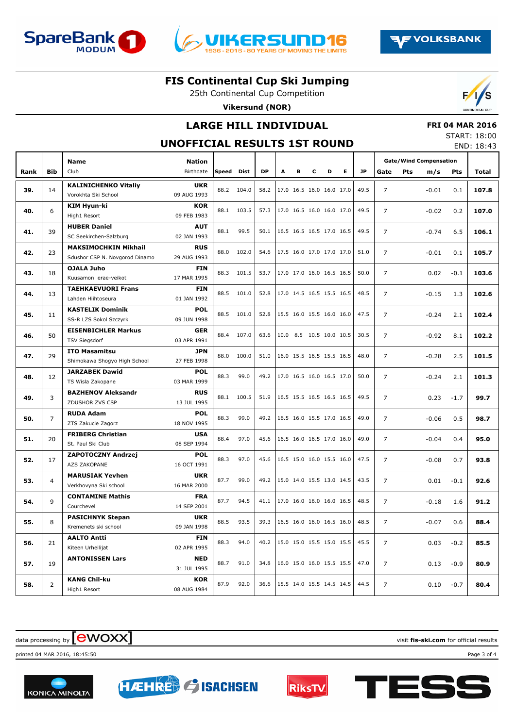# FIS Continental Cup Ski Jumping

25th Continental Cup Competition

**Vikersund (NOR)**

## LARGE HILL INDIVIDUAL

**FRI 04 MAR 2016**

START: 18:00

END: 18:43

## UNOFFICIAL RESULTS 1ST ROUND

| Rank | Bib | Name / Club | Nation / Birthdate | Speed | Dist | DP | A | B | C | D | E | JP | Gate | Pts | m/s | Pts | Total |
|---|---|---|---|---|---|---|---|---|---|---|---|---|---|---|---|---|---|
| 39. | 14 | **KALINICHENKO Vitaliy** Vorokhta Ski School | **UKR** 09 AUG 1993 | 88.2 | 104.0 | 58.2 | 17.0 | 16.5 | 16.0 | 16.0 | 17.0 | 49.5 | 7 | | -0.01 | 0.1 | **107.8** |
| 40. | 6 | **KIM Hyun-ki** High1 Resort | **KOR** 09 FEB 1983 | 88.1 | 103.5 | 57.3 | 17.0 | 16.5 | 16.0 | 16.0 | 17.0 | 49.5 | 7 | | -0.02 | 0.2 | **107.0** |
| 41. | 39 | **HUBER Daniel** SC Seekirchen-Salzburg | **AUT** 02 JAN 1993 | 88.1 | 99.5 | 50.1 | 16.5 | 16.5 | 16.5 | 17.0 | 16.5 | 49.5 | 7 | | -0.74 | 6.5 | **106.1** |
| 42. | 23 | **MAKSIMOCHKIN Mikhail** Sdushor CSP N. Novgorod Dinamo | **RUS** 29 AUG 1993 | 88.0 | 102.0 | 54.6 | 17.5 | 16.0 | 17.0 | 17.0 | 17.0 | 51.0 | 7 | | -0.01 | 0.1 | **105.7** |
| 43. | 18 | **OJALA Juho** Kuusamon erae-veikot | **FIN** 17 MAR 1995 | 88.3 | 101.5 | 53.7 | 17.0 | 17.0 | 16.0 | 16.5 | 16.5 | 50.0 | 7 | | 0.02 | -0.1 | **103.6** |
| 44. | 13 | **TAEHKAEVUORI Frans** Lahden Hiihtoseura | **FIN** 01 JAN 1992 | 88.5 | 101.0 | 52.8 | 17.0 | 14.5 | 16.5 | 15.5 | 16.5 | 48.5 | 7 | | -0.15 | 1.3 | **102.6** |
| 45. | 11 | **KASTELIK Dominik** SS-R LZS Sokol Szczyrk | **POL** 09 JUN 1998 | 88.5 | 101.0 | 52.8 | 15.5 | 16.0 | 15.5 | 16.0 | 16.0 | 47.5 | 7 | | -0.24 | 2.1 | **102.4** |
| 46. | 50 | **EISENBICHLER Markus** TSV Siegsdorf | **GER** 03 APR 1991 | 88.4 | 107.0 | 63.6 | 10.0 | 8.5 | 10.5 | 10.0 | 10.5 | 30.5 | 7 | | -0.92 | 8.1 | **102.2** |
| 47. | 29 | **ITO Masamitsu** Shimokawa Shogyo High School | **JPN** 27 FEB 1998 | 88.0 | 100.0 | 51.0 | 16.0 | 15.5 | 16.5 | 15.5 | 16.5 | 48.0 | 7 | | -0.28 | 2.5 | **101.5** |
| 48. | 12 | **JARZABEK Dawid** TS Wisla Zakopane | **POL** 03 MAR 1999 | 88.3 | 99.0 | 49.2 | 17.0 | 16.5 | 16.0 | 16.5 | 17.0 | 50.0 | 7 | | -0.24 | 2.1 | **101.3** |
| 49. | 3 | **BAZHENOV Aleksandr** ZDUSHOR ZVS CSP | **RUS** 13 JUL 1995 | 88.1 | 100.5 | 51.9 | 16.5 | 15.5 | 16.5 | 16.5 | 16.5 | 49.5 | 7 | | 0.23 | -1.7 | **99.7** |
| 50. | 7 | **RUDA Adam** ZTS Zakucie Zagorz | **POL** 18 NOV 1995 | 88.3 | 99.0 | 49.2 | 16.5 | 16.0 | 15.5 | 17.0 | 16.5 | 49.0 | 7 | | -0.06 | 0.5 | **98.7** |
| 51. | 20 | **FRIBERG Christian** St. Paul Ski Club | **USA** 08 SEP 1994 | 88.4 | 97.0 | 45.6 | 16.5 | 16.0 | 16.5 | 17.0 | 16.0 | 49.0 | 7 | | -0.04 | 0.4 | **95.0** |
| 52. | 17 | **ZAPOTOCZNY Andrzej** AZS ZAKOPANE | **POL** 16 OCT 1991 | 88.3 | 97.0 | 45.6 | 16.5 | 15.0 | 16.0 | 15.5 | 16.0 | 47.5 | 7 | | -0.08 | 0.7 | **93.8** |
| 53. | 4 | **MARUSIAK Yevhen** Verkhovyna Ski school | **UKR** 16 MAR 2000 | 87.7 | 99.0 | 49.2 | 15.0 | 14.0 | 15.5 | 13.0 | 14.5 | 43.5 | 7 | | 0.01 | -0.1 | **92.6** |
| 54. | 9 | **CONTAMINE Mathis** Courchevel | **FRA** 14 SEP 2000 | 87.7 | 94.5 | 41.1 | 17.0 | 16.0 | 16.0 | 16.0 | 16.5 | 48.5 | 7 | | -0.18 | 1.6 | **91.2** |
| 55. | 8 | **PASICHNYK Stepan** Kremenets ski school | **UKR** 09 JAN 1998 | 88.5 | 93.5 | 39.3 | 16.5 | 16.0 | 16.0 | 16.5 | 16.0 | 48.5 | 7 | | -0.07 | 0.6 | **88.4** |
| 56. | 21 | **AALTO Antti** Kiteen Urheilijat | **FIN** 02 APR 1995 | 88.3 | 94.0 | 40.2 | 15.0 | 15.0 | 15.5 | 15.0 | 15.5 | 45.5 | 7 | | 0.03 | -0.2 | **85.5** |
| 57. | 19 | **ANTONISSEN Lars** | **NED** 31 JUL 1995 | 88.7 | 91.0 | 34.8 | 16.0 | 15.0 | 16.0 | 15.5 | 15.5 | 47.0 | 7 | | 0.13 | -0.9 | **80.9** |
| 58. | 2 | **KANG Chil-ku** High1 Resort | **KOR** 08 AUG 1984 | 87.9 | 92.0 | 36.6 | 15.5 | 14.0 | 15.5 | 14.5 | 14.5 | 44.5 | 7 | | 0.10 | -0.7 | **80.4** |

data processing by ewoxx — visit **fis-ski.com** for official results

printed 04 MAR 2016, 18:45:50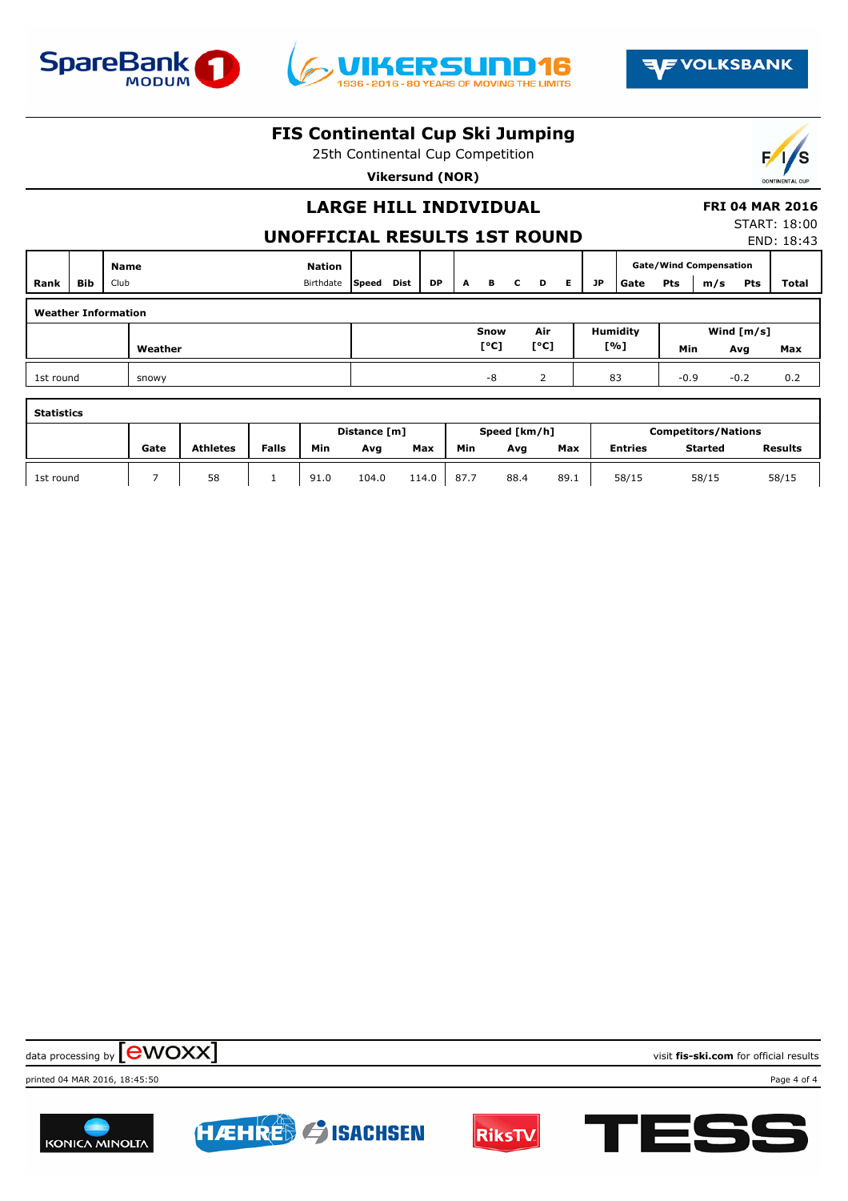# FIS Continental Cup Ski Jumping

25th Continental Cup Competition

**Vikersund (NOR)**

## LARGE HILL INDIVIDUAL

**FRI 04 MAR 2016**
START: 18:00
END: 18:43

## UNOFFICIAL RESULTS 1ST ROUND

| Rank | Bib | Name / Club | Nation / Birthdate | Speed | Dist | DP | A | B | C | D | E | JP | Gate/Wind Compensation Gate | Pts | m/s | Pts | Total |
|---|---|---|---|---|---|---|---|---|---|---|---|---|---|---|---|---|---|

**Weather Information**

| | Weather | Snow [°C] | Air [°C] | Humidity [%] | Wind [m/s] Min | Avg | Max |
|---|---|---|---|---|---|---|---|
| 1st round | snowy | -8 | 2 | 83 | -0.9 | -0.2 | 0.2 |

**Statistics**

| | Gate | Athletes | Falls | Distance [m] Min | Avg | Max | Speed [km/h] Min | Avg | Max | Competitors/Nations Entries | Started | Results |
|---|---|---|---|---|---|---|---|---|---|---|---|---|
| 1st round | 7 | 58 | 1 | 91.0 | 104.0 | 114.0 | 87.7 | 88.4 | 89.1 | 58/15 | 58/15 | 58/15 |

data processing by [ewoxx]

visit fis-ski.com for official results

printed 04 MAR 2016, 18:45:50